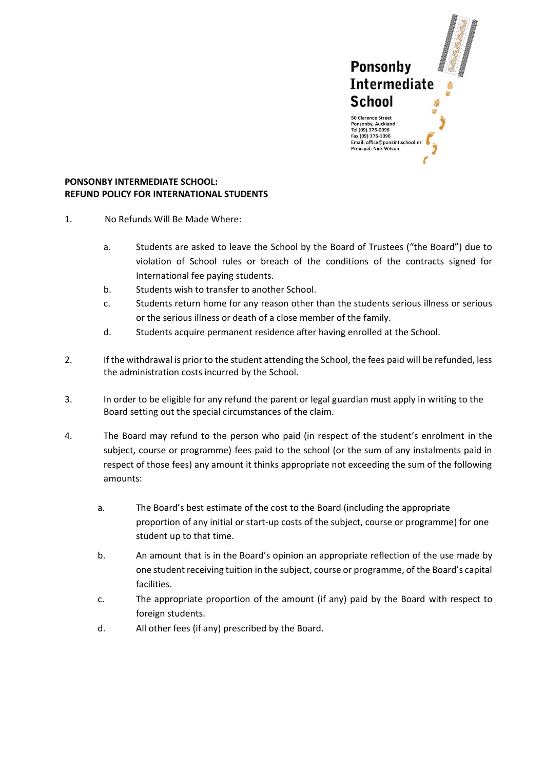Ponsonby Intermediate School

50 Clarence Street
Ponsonby, Auckland
Tel (09) 376-0096
Fax (09) 376-1096
Email: office@ponsint.school.nz
Principal: Nick Wilson

**PONSONBY INTERMEDIATE SCHOOL:**
**REFUND POLICY FOR INTERNATIONAL STUDENTS**

1. No Refunds Will Be Made Where:

   a. Students are asked to leave the School by the Board of Trustees ("the Board") due to violation of School rules or breach of the conditions of the contracts signed for International fee paying students.

   b. Students wish to transfer to another School.

   c. Students return home for any reason other than the students serious illness or serious or the serious illness or death of a close member of the family.

   d. Students acquire permanent residence after having enrolled at the School.

2. If the withdrawal is prior to the student attending the School, the fees paid will be refunded, less the administration costs incurred by the School.

3. In order to be eligible for any refund the parent or legal guardian must apply in writing to the Board setting out the special circumstances of the claim.

4. The Board may refund to the person who paid (in respect of the student's enrolment in the subject, course or programme) fees paid to the school (or the sum of any instalments paid in respect of those fees) any amount it thinks appropriate not exceeding the sum of the following amounts:

   a. The Board's best estimate of the cost to the Board (including the appropriate proportion of any initial or start-up costs of the subject, course or programme) for one student up to that time.

   b. An amount that is in the Board's opinion an appropriate reflection of the use made by one student receiving tuition in the subject, course or programme, of the Board's capital facilities.

   c. The appropriate proportion of the amount (if any) paid by the Board with respect to foreign students.

   d. All other fees (if any) prescribed by the Board.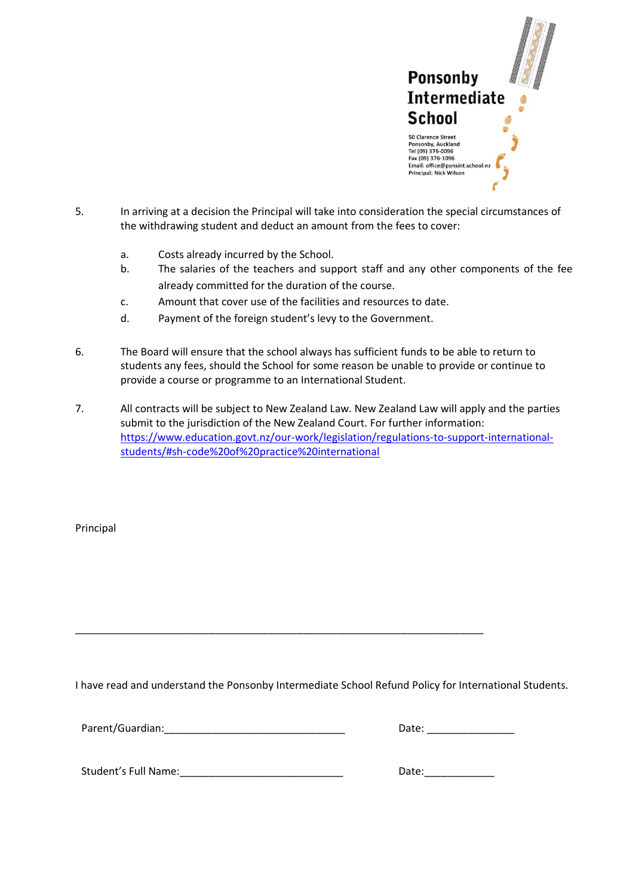5. In arriving at a decision the Principal will take into consideration the special circumstances of the withdrawing student and deduct an amount from the fees to cover:

   a. Costs already incurred by the School.
   b. The salaries of the teachers and support staff and any other components of the fee already committed for the duration of the course.
   c. Amount that cover use of the facilities and resources to date.
   d. Payment of the foreign student's levy to the Government.

6. The Board will ensure that the school always has sufficient funds to be able to return to students any fees, should the School for some reason be unable to provide or continue to provide a course or programme to an International Student.

7. All contracts will be subject to New Zealand Law. New Zealand Law will apply and the parties submit to the jurisdiction of the New Zealand Court. For further information: [https://www.education.govt.nz/our-work/legislation/regulations-to-support-international-students/#sh-code%20of%20practice%20international](https://www.education.govt.nz/our-work/legislation/regulations-to-support-international-students/#sh-code%20of%20practice%20international)

Principal

_______________________________________________________________________

I have read and understand the Ponsonby Intermediate School Refund Policy for International Students.

Parent/Guardian:_______________________________ Date: _______________

Student's Full Name:____________________________ Date:____________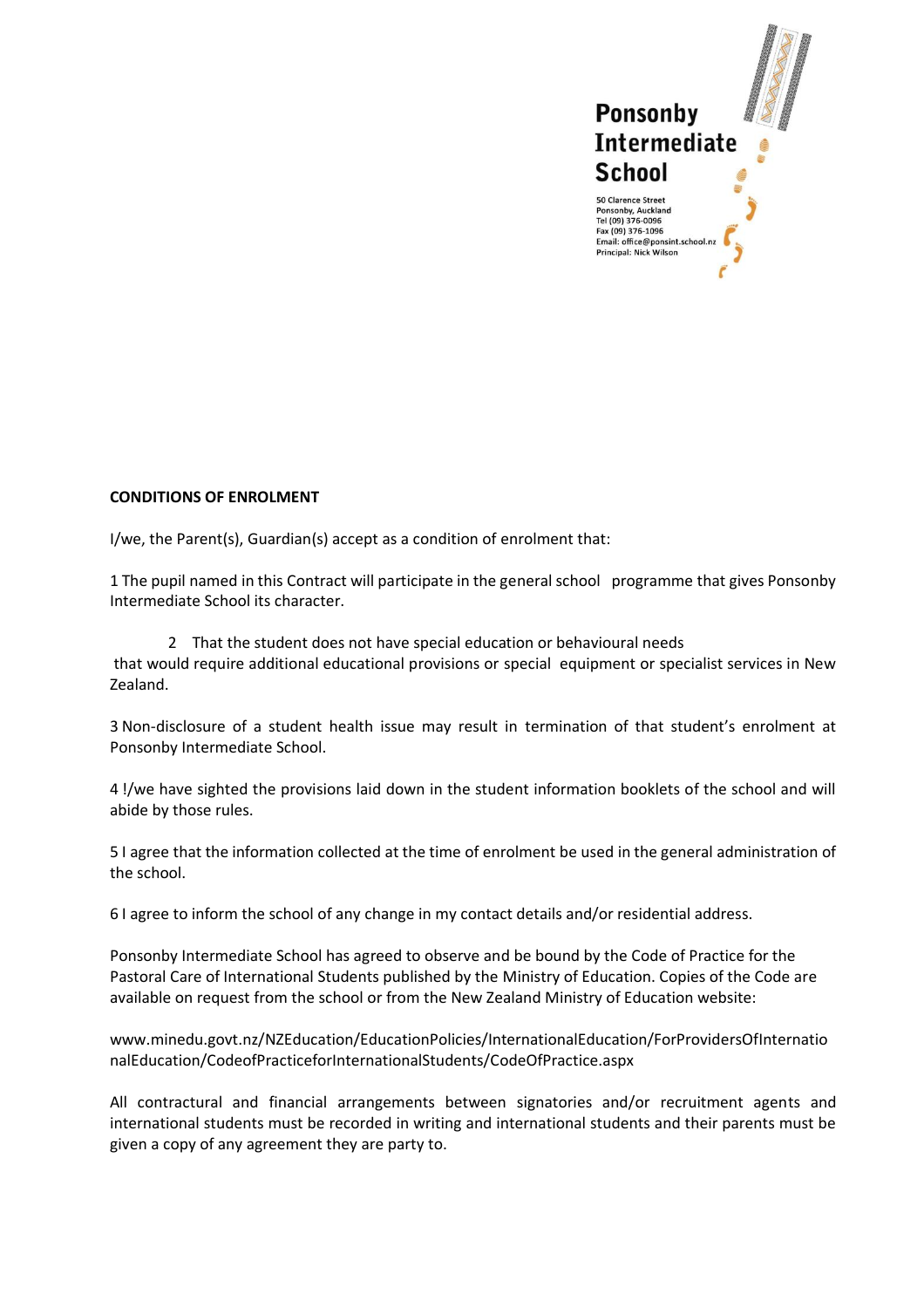**Ponsonby Intermediate School**

50 Clarence Street
Ponsonby, Auckland
Tel (09) 376-0096
Fax (09) 376-1096
Email: office@ponsint.school.nz
Principal: Nick Wilson

**CONDITIONS OF ENROLMENT**

I/we, the Parent(s), Guardian(s) accept as a condition of enrolment that:

1 The pupil named in this Contract will participate in the general school programme that gives Ponsonby Intermediate School its character.

2 That the student does not have special education or behavioural needs that would require additional educational provisions or special equipment or specialist services in New Zealand.

3 Non-disclosure of a student health issue may result in termination of that student's enrolment at Ponsonby Intermediate School.

4 !/we have sighted the provisions laid down in the student information booklets of the school and will abide by those rules.

5 I agree that the information collected at the time of enrolment be used in the general administration of the school.

6 I agree to inform the school of any change in my contact details and/or residential address.

Ponsonby Intermediate School has agreed to observe and be bound by the Code of Practice for the Pastoral Care of International Students published by the Ministry of Education. Copies of the Code are available on request from the school or from the New Zealand Ministry of Education website:

www.minedu.govt.nz/NZEducation/EducationPolicies/InternationalEducation/ForProvidersOfInternationalEducation/CodeofPracticeforInternationalStudents/CodeOfPractice.aspx

All contractural and financial arrangements between signatories and/or recruitment agents and international students must be recorded in writing and international students and their parents must be given a copy of any agreement they are party to.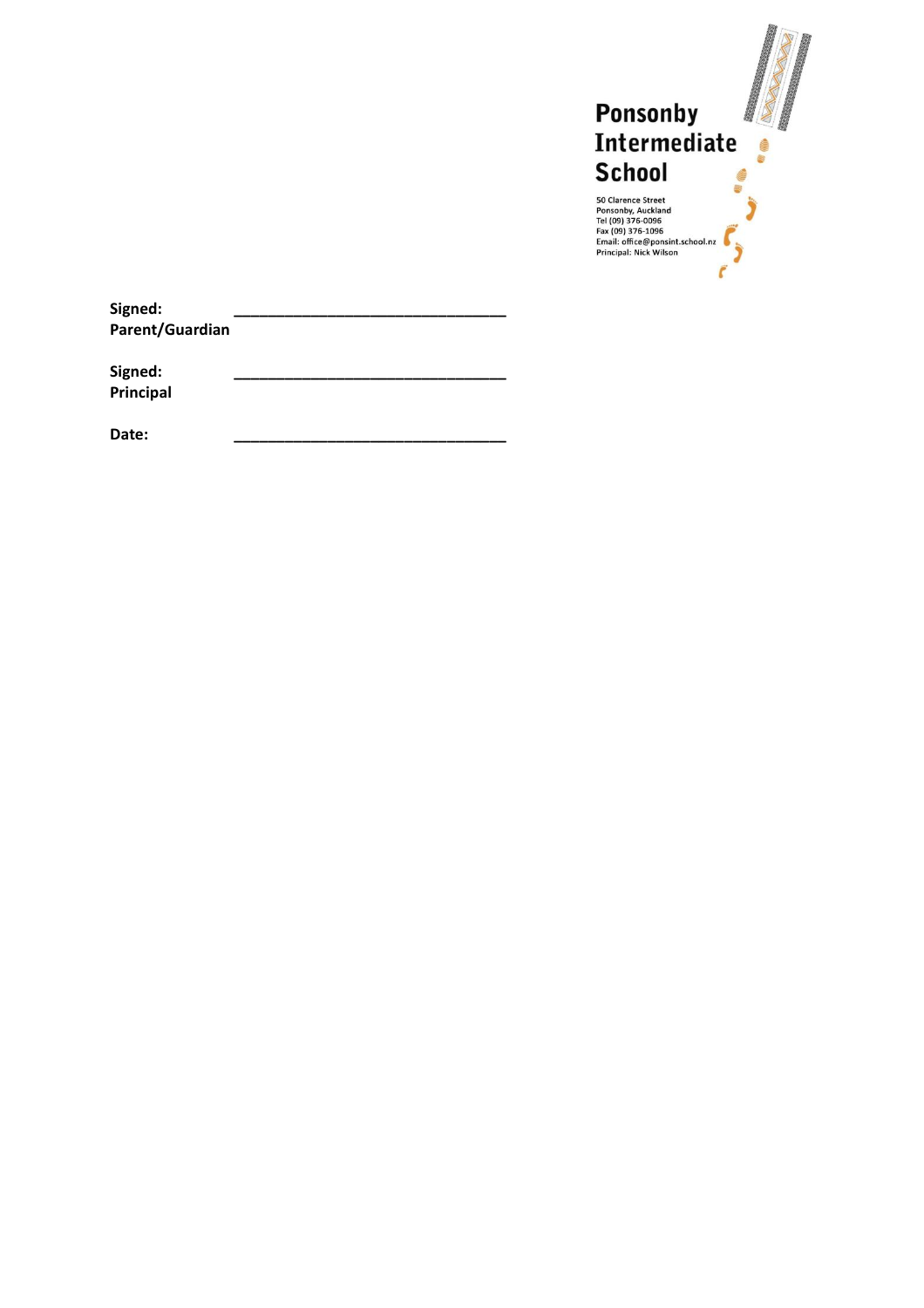Ponsonby Intermediate School

50 Clarence Street
Ponsonby, Auckland
Tel (09) 376-0096
Fax (09) 376-1096
Email: office@ponsint.school.nz
Principal: Nick Wilson

**Signed: Parent/Guardian** ________________________________

**Signed: Principal** ________________________________

**Date:** ________________________________